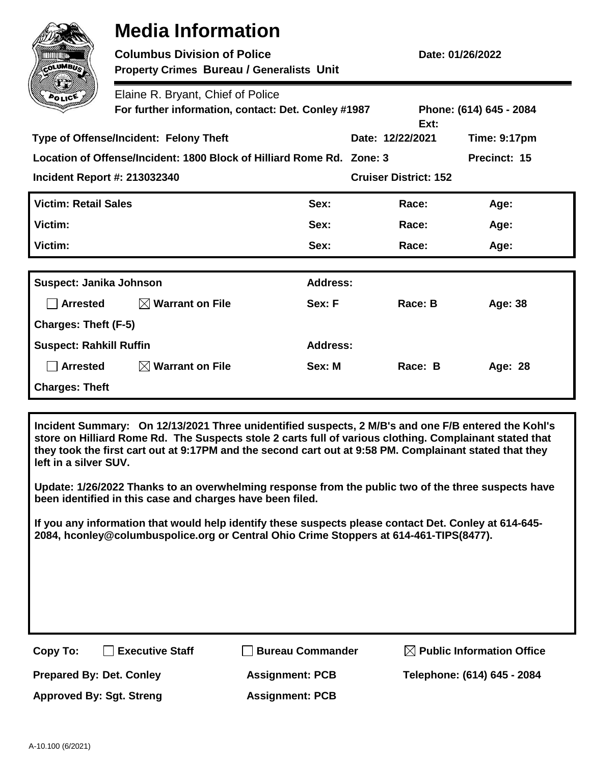# Media Information

**Columbus Division of Police** **Date: 01/26/2022**

**Property Crimes Bureau / Generalists Unit**

Elaine R. Bryant, Chief of Police

**For further information, contact: Det. Conley #1987** **Phone: (614) 645 - 2084 Ext:**

| | | | |
|---|---|---|---|
| **Type of Offense/Incident: Felony Theft** | | **Date: 12/22/2021** | **Time: 9:17pm** |
| **Location of Offense/Incident: 1800 Block of Hilliard Rome Rd.** | | **Zone: 3** | **Precinct: 15** |
| **Incident Report #: 213032340** | | **Cruiser District: 152** | |

| | | | |
|---|---|---|---|
| **Victim: Retail Sales** | **Sex:** | **Race:** | **Age:** |
| **Victim:** | **Sex:** | **Race:** | **Age:** |
| **Victim:** | **Sex:** | **Race:** | **Age:** |

| | | | | |
|---|---|---|---|---|
| **Suspect: Janika Johnson** | | **Address:** | | |
| ☐ **Arrested** | ☒ **Warrant on File** | **Sex: F** | **Race: B** | **Age: 38** |
| **Charges: Theft (F-5)** | | | | |
| **Suspect: Rahkill Ruffin** | | **Address:** | | |
| ☐ **Arrested** | ☒ **Warrant on File** | **Sex: M** | **Race: B** | **Age: 28** |
| **Charges: Theft** | | | | |

**Incident Summary: On 12/13/2021 Three unidentified suspects, 2 M/B's and one F/B entered the Kohl's store on Hilliard Rome Rd. The Suspects stole 2 carts full of various clothing. Complainant stated that they took the first cart out at 9:17PM and the second cart out at 9:58 PM. Complainant stated that they left in a silver SUV.**

**Update: 1/26/2022 Thanks to an overwhelming response from the public two of the three suspects have been identified in this case and charges have been filed.**

**If you any information that would help identify these suspects please contact Det. Conley at 614-645-2084, hconley@columbuspolice.org or Central Ohio Crime Stoppers at 614-461-TIPS(8477).**

**Copy To:** ☐ **Executive Staff** ☐ **Bureau Commander** ☒ **Public Information Office**

**Prepared By: Det. Conley** **Assignment: PCB** **Telephone: (614) 645 - 2084**

**Approved By: Sgt. Streng** **Assignment: PCB**

A-10.100 (6/2021)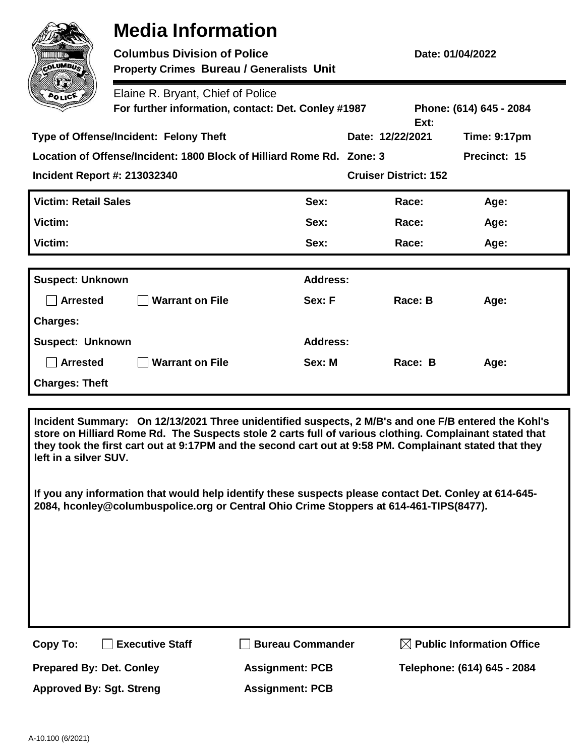# Media Information

**Columbus Division of Police** **Date: 01/04/2022**

**Property Crimes Bureau / Generalists Unit**

Elaine R. Bryant, Chief of Police

**For further information, contact: Det. Conley #1987** **Phone: (614) 645 - 2084 Ext:**

| | | | |
|---|---|---|---|
| **Type of Offense/Incident: Felony Theft** | | **Date: 12/22/2021** | **Time: 9:17pm** |
| **Location of Offense/Incident: 1800 Block of Hilliard Rome Rd.** | | **Zone: 3** | **Precinct: 15** |
| **Incident Report #: 213032340** | | **Cruiser District: 152** | |

| | | | |
|---|---|---|---|
| **Victim: Retail Sales** | **Sex:** | **Race:** | **Age:** |
| **Victim:** | **Sex:** | **Race:** | **Age:** |
| **Victim:** | **Sex:** | **Race:** | **Age:** |

| | | | | |
|---|---|---|---|---|
| **Suspect: Unknown** | | **Address:** | | |
| ☐ **Arrested** | ☐ **Warrant on File** | **Sex: F** | **Race: B** | **Age:** |
| **Charges:** | | | | |
| **Suspect: Unknown** | | **Address:** | | |
| ☐ **Arrested** | ☐ **Warrant on File** | **Sex: M** | **Race: B** | **Age:** |
| **Charges: Theft** | | | | |

**Incident Summary: On 12/13/2021 Three unidentified suspects, 2 M/B's and one F/B entered the Kohl's store on Hilliard Rome Rd. The Suspects stole 2 carts full of various clothing. Complainant stated that they took the first cart out at 9:17PM and the second cart out at 9:58 PM. Complainant stated that they left in a silver SUV.**

**If you any information that would help identify these suspects please contact Det. Conley at 614-645-2084, hconley@columbuspolice.org or Central Ohio Crime Stoppers at 614-461-TIPS(8477).**

**Copy To:** ☐ **Executive Staff** ☐ **Bureau Commander** ☒ **Public Information Office**

| | | |
|---|---|---|
| **Prepared By: Det. Conley** | **Assignment: PCB** | **Telephone: (614) 645 - 2084** |
| **Approved By: Sgt. Streng** | **Assignment: PCB** | |

A-10.100 (6/2021)